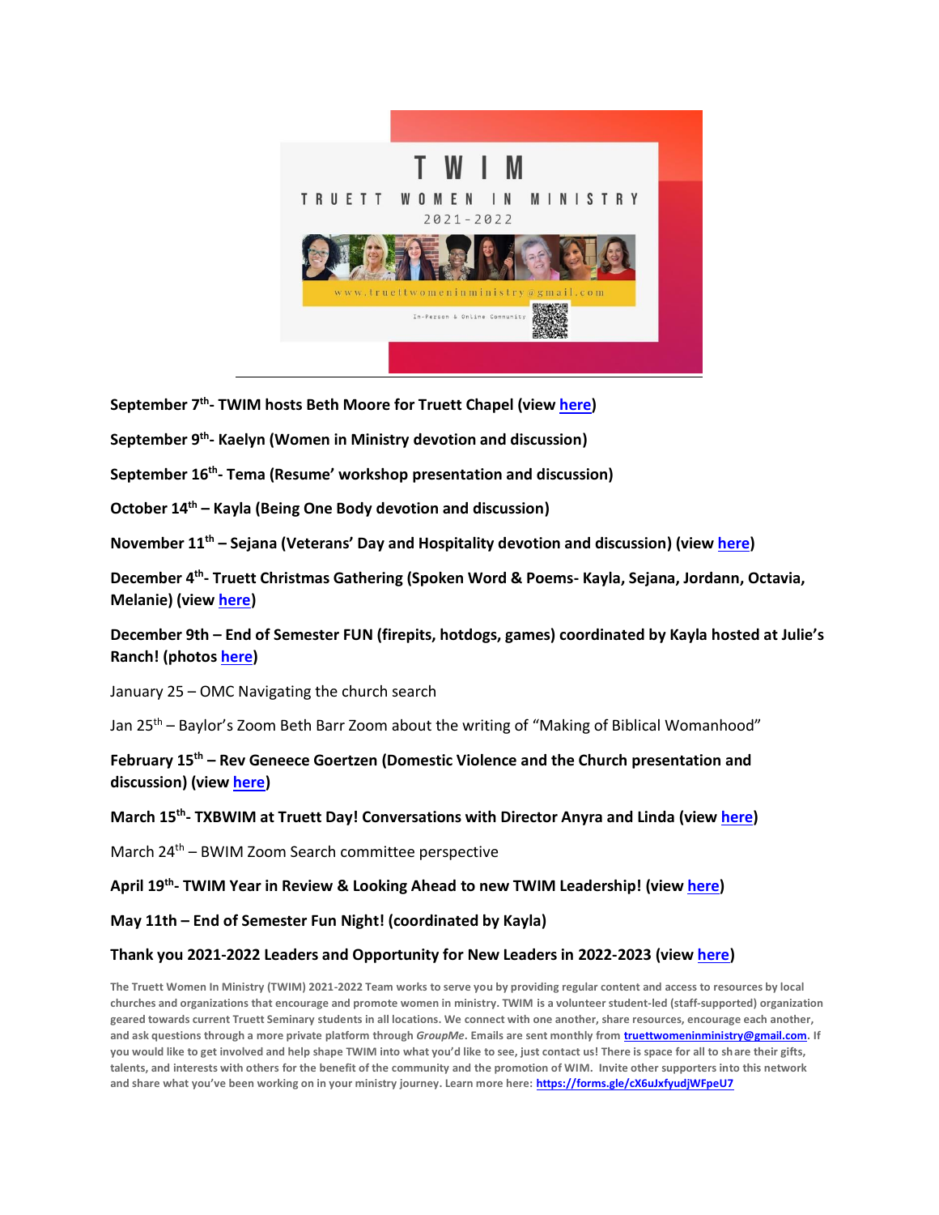# T W I M

TRUETT WOMEN IN MINISTRY

2021-2022

www.truettwomeninministry@gmail.com

In-Person & Online Community

---

**September 7th- TWIM hosts Beth Moore for Truett Chapel (view here)**

**September 9th- Kaelyn (Women in Ministry devotion and discussion)**

**September 16th- Tema (Resume' workshop presentation and discussion)**

**October 14th – Kayla (Being One Body devotion and discussion)**

**November 11th – Sejana (Veterans' Day and Hospitality devotion and discussion) (view here)**

**December 4th- Truett Christmas Gathering (Spoken Word & Poems- Kayla, Sejana, Jordann, Octavia, Melanie) (view here)**

**December 9th – End of Semester FUN (firepits, hotdogs, games) coordinated by Kayla hosted at Julie's Ranch! (photos here)**

January 25 – OMC Navigating the church search

Jan 25th – Baylor's Zoom Beth Barr Zoom about the writing of "Making of Biblical Womanhood"

**February 15th – Rev Geneece Goertzen (Domestic Violence and the Church presentation and discussion) (view here)**

**March 15th- TXBWIM at Truett Day! Conversations with Director Anyra and Linda (view here)**

March 24th – BWIM Zoom Search committee perspective

**April 19th- TWIM Year in Review & Looking Ahead to new TWIM Leadership! (view here)**

**May 11th – End of Semester Fun Night! (coordinated by Kayla)**

**Thank you 2021-2022 Leaders and Opportunity for New Leaders in 2022-2023 (view here)**

**The Truett Women In Ministry (TWIM) 2021-2022 Team works to serve you by providing regular content and access to resources by local churches and organizations that encourage and promote women in ministry. TWIM is a volunteer student-led (staff-supported) organization geared towards current Truett Seminary students in all locations. We connect with one another, share resources, encourage each another, and ask questions through a more private platform through *GroupMe*. Emails are sent monthly from truettwomeninministry@gmail.com. If you would like to get involved and help shape TWIM into what you'd like to see, just contact us! There is space for all to share their gifts, talents, and interests with others for the benefit of the community and the promotion of WIM. Invite other supporters into this network and share what you've been working on in your ministry journey. Learn more here: https://forms.gle/cX6uJxfyudjWFpeU7**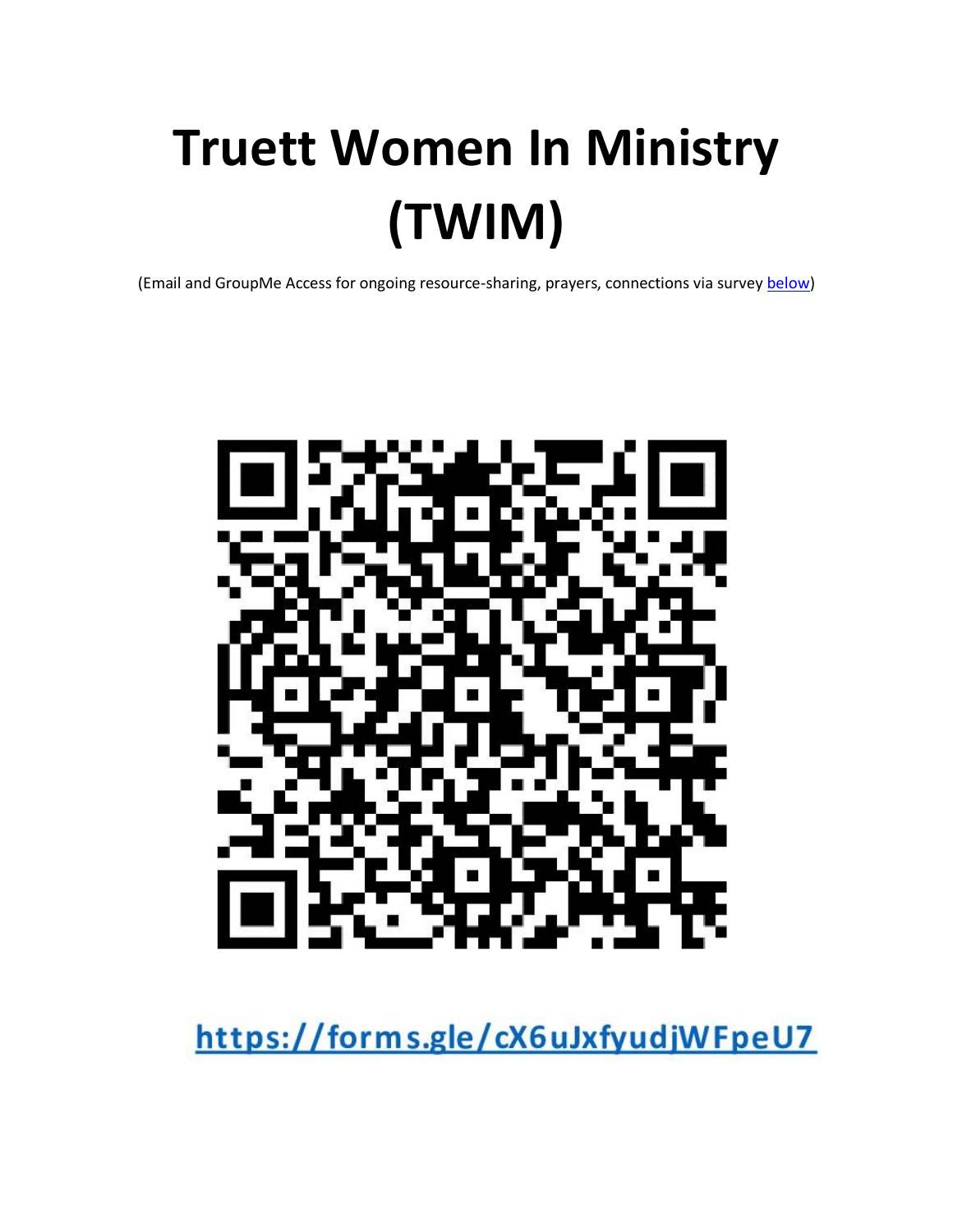# Truett Women In Ministry (TWIM)

(Email and GroupMe Access for ongoing resource-sharing, prayers, connections via survey below)

https://forms.gle/cX6uJxfyudjWFpeU7